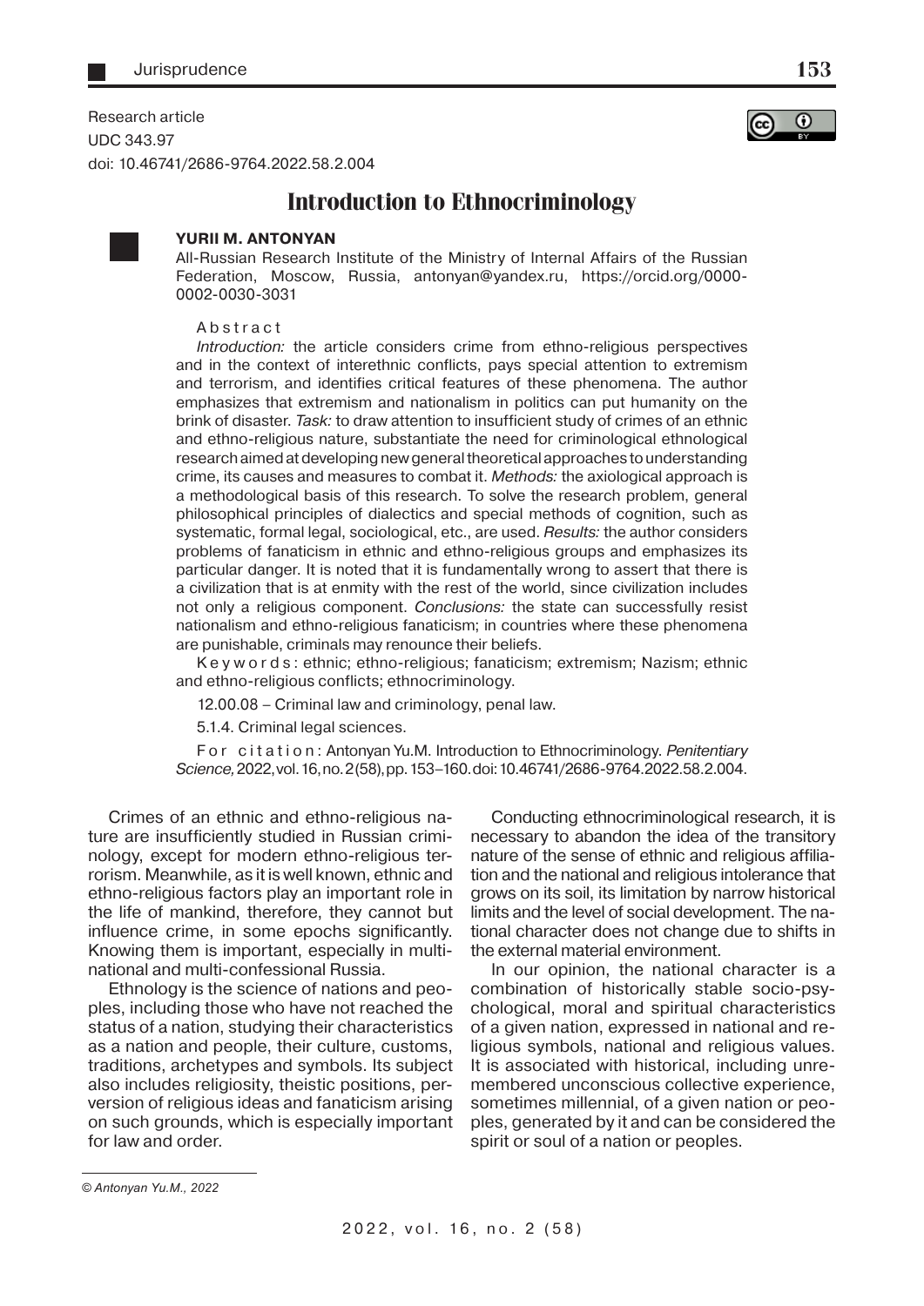Research article
UDC 343.97
doi: 10.46741/2686-9764.2022.58.2.004

# Introduction to Ethnocriminology

**YURII M. ANTONYAN**

All-Russian Research Institute of the Ministry of Internal Affairs of the Russian Federation, Moscow, Russia, antonyan@yandex.ru, https://orcid.org/0000-0002-0030-3031

**Abstract**

*Introduction:* the article considers crime from ethno-religious perspectives and in the context of interethnic conflicts, pays special attention to extremism and terrorism, and identifies critical features of these phenomena. The author emphasizes that extremism and nationalism in politics can put humanity on the brink of disaster. *Task:* to draw attention to insufficient study of crimes of an ethnic and ethno-religious nature, substantiate the need for criminological ethnological research aimed at developing new general theoretical approaches to understanding crime, its causes and measures to combat it. *Methods:* the axiological approach is a methodological basis of this research. To solve the research problem, general philosophical principles of dialectics and special methods of cognition, such as systematic, formal legal, sociological, etc., are used. *Results:* the author considers problems of fanaticism in ethnic and ethno-religious groups and emphasizes its particular danger. It is noted that it is fundamentally wrong to assert that there is a civilization that is at enmity with the rest of the world, since civilization includes not only a religious component. *Conclusions:* the state can successfully resist nationalism and ethno-religious fanaticism; in countries where these phenomena are punishable, criminals may renounce their beliefs.

**Keywords:** ethnic; ethno-religious; fanaticism; extremism; Nazism; ethnic and ethno-religious conflicts; ethnocriminology.

12.00.08 – Criminal law and criminology, penal law.

5.1.4. Criminal legal sciences.

**For citation:** Antonyan Yu.M. Introduction to Ethnocriminology. *Penitentiary Science,* 2022, vol. 16, no. 2 (58), pp. 153–160. doi: 10.46741/2686-9764.2022.58.2.004.

Crimes of an ethnic and ethno-religious nature are insufficiently studied in Russian criminology, except for modern ethno-religious terrorism. Meanwhile, as it is well known, ethnic and ethno-religious factors play an important role in the life of mankind, therefore, they cannot but influence crime, in some epochs significantly. Knowing them is important, especially in multinational and multi-confessional Russia.

Ethnology is the science of nations and peoples, including those who have not reached the status of a nation, studying their characteristics as a nation and people, their culture, customs, traditions, archetypes and symbols. Its subject also includes religiosity, theistic positions, perversion of religious ideas and fanaticism arising on such grounds, which is especially important for law and order.

Conducting ethnocriminological research, it is necessary to abandon the idea of the transitory nature of the sense of ethnic and religious affiliation and the national and religious intolerance that grows on its soil, its limitation by narrow historical limits and the level of social development. The national character does not change due to shifts in the external material environment.

In our opinion, the national character is a combination of historically stable socio-psychological, moral and spiritual characteristics of a given nation, expressed in national and religious symbols, national and religious values. It is associated with historical, including unremembered unconscious collective experience, sometimes millennial, of a given nation or peoples, generated by it and can be considered the spirit or soul of a nation or peoples.

© Antonyan Yu.M., 2022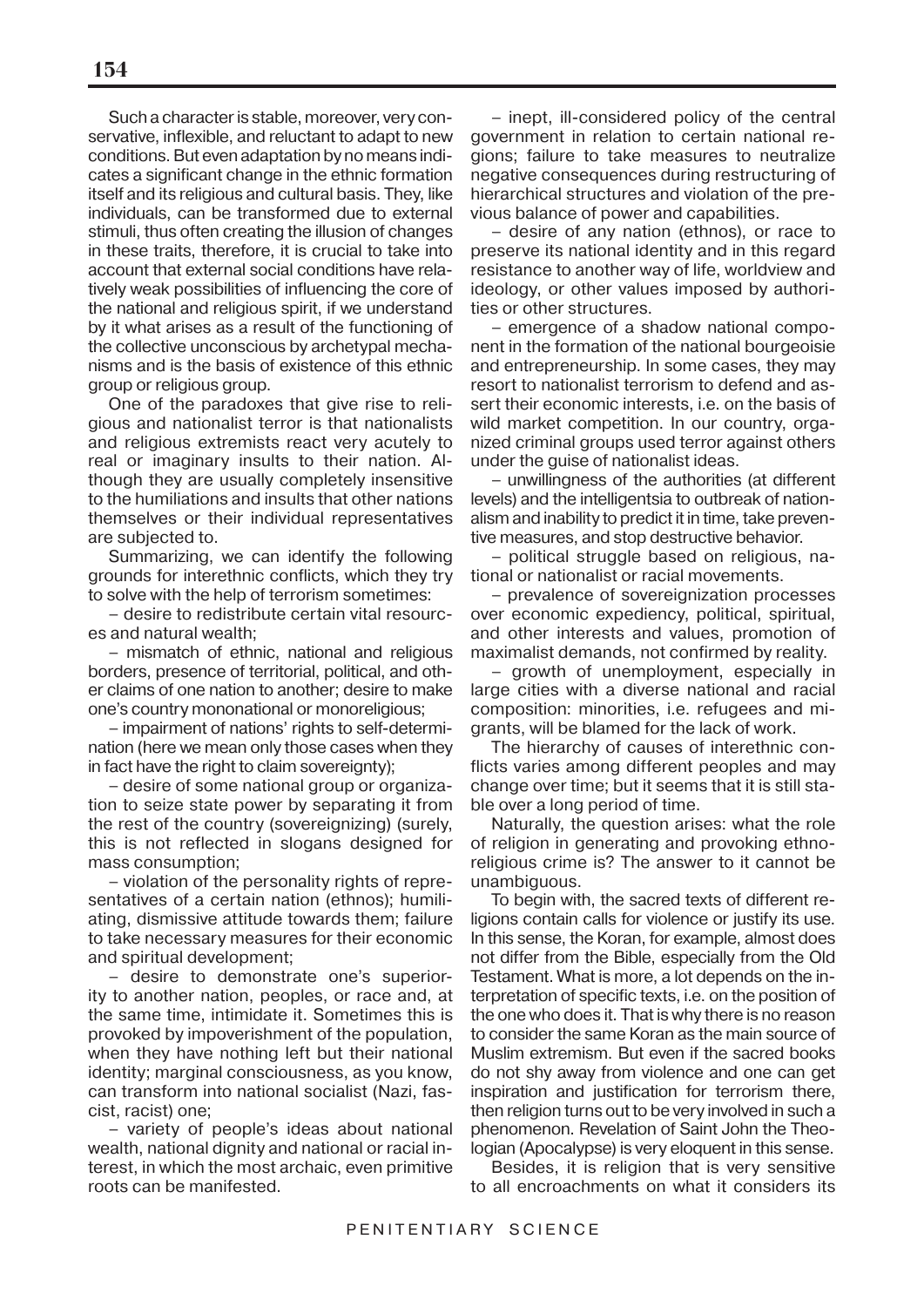Such a character is stable, moreover, very conservative, inflexible, and reluctant to adapt to new conditions. But even adaptation by no means indicates a significant change in the ethnic formation itself and its religious and cultural basis. They, like individuals, can be transformed due to external stimuli, thus often creating the illusion of changes in these traits, therefore, it is crucial to take into account that external social conditions have relatively weak possibilities of influencing the core of the national and religious spirit, if we understand by it what arises as a result of the functioning of the collective unconscious by archetypal mechanisms and is the basis of existence of this ethnic group or religious group.

One of the paradoxes that give rise to religious and nationalist terror is that nationalists and religious extremists react very acutely to real or imaginary insults to their nation. Although they are usually completely insensitive to the humiliations and insults that other nations themselves or their individual representatives are subjected to.

Summarizing, we can identify the following grounds for interethnic conflicts, which they try to solve with the help of terrorism sometimes:

– desire to redistribute certain vital resources and natural wealth;

– mismatch of ethnic, national and religious borders, presence of territorial, political, and other claims of one nation to another; desire to make one's country mononational or monoreligious;

– impairment of nations' rights to self-determination (here we mean only those cases when they in fact have the right to claim sovereignty);

– desire of some national group or organization to seize state power by separating it from the rest of the country (sovereignizing) (surely, this is not reflected in slogans designed for mass consumption;

– violation of the personality rights of representatives of a certain nation (ethnos); humiliating, dismissive attitude towards them; failure to take necessary measures for their economic and spiritual development;

– desire to demonstrate one's superiority to another nation, peoples, or race and, at the same time, intimidate it. Sometimes this is provoked by impoverishment of the population, when they have nothing left but their national identity; marginal consciousness, as you know, can transform into national socialist (Nazi, fascist, racist) one;

– variety of people's ideas about national wealth, national dignity and national or racial interest, in which the most archaic, even primitive roots can be manifested.

– inept, ill-considered policy of the central government in relation to certain national regions; failure to take measures to neutralize negative consequences during restructuring of hierarchical structures and violation of the previous balance of power and capabilities.

– desire of any nation (ethnos), or race to preserve its national identity and in this regard resistance to another way of life, worldview and ideology, or other values imposed by authorities or other structures.

– emergence of a shadow national component in the formation of the national bourgeoisie and entrepreneurship. In some cases, they may resort to nationalist terrorism to defend and assert their economic interests, i.e. on the basis of wild market competition. In our country, organized criminal groups used terror against others under the guise of nationalist ideas.

– unwillingness of the authorities (at different levels) and the intelligentsia to outbreak of nationalism and inability to predict it in time, take preventive measures, and stop destructive behavior.

– political struggle based on religious, national or nationalist or racial movements.

– prevalence of sovereignization processes over economic expediency, political, spiritual, and other interests and values, promotion of maximalist demands, not confirmed by reality.

– growth of unemployment, especially in large cities with a diverse national and racial composition: minorities, i.e. refugees and migrants, will be blamed for the lack of work.

The hierarchy of causes of interethnic conflicts varies among different peoples and may change over time; but it seems that it is still stable over a long period of time.

Naturally, the question arises: what the role of religion in generating and provoking ethnoreligious crime is? The answer to it cannot be unambiguous.

To begin with, the sacred texts of different religions contain calls for violence or justify its use. In this sense, the Koran, for example, almost does not differ from the Bible, especially from the Old Testament. What is more, a lot depends on the interpretation of specific texts, i.e. on the position of the one who does it. That is why there is no reason to consider the same Koran as the main source of Muslim extremism. But even if the sacred books do not shy away from violence and one can get inspiration and justification for terrorism there, then religion turns out to be very involved in such a phenomenon. Revelation of Saint John the Theologian (Apocalypse) is very eloquent in this sense.

Besides, it is religion that is very sensitive to all encroachments on what it considers its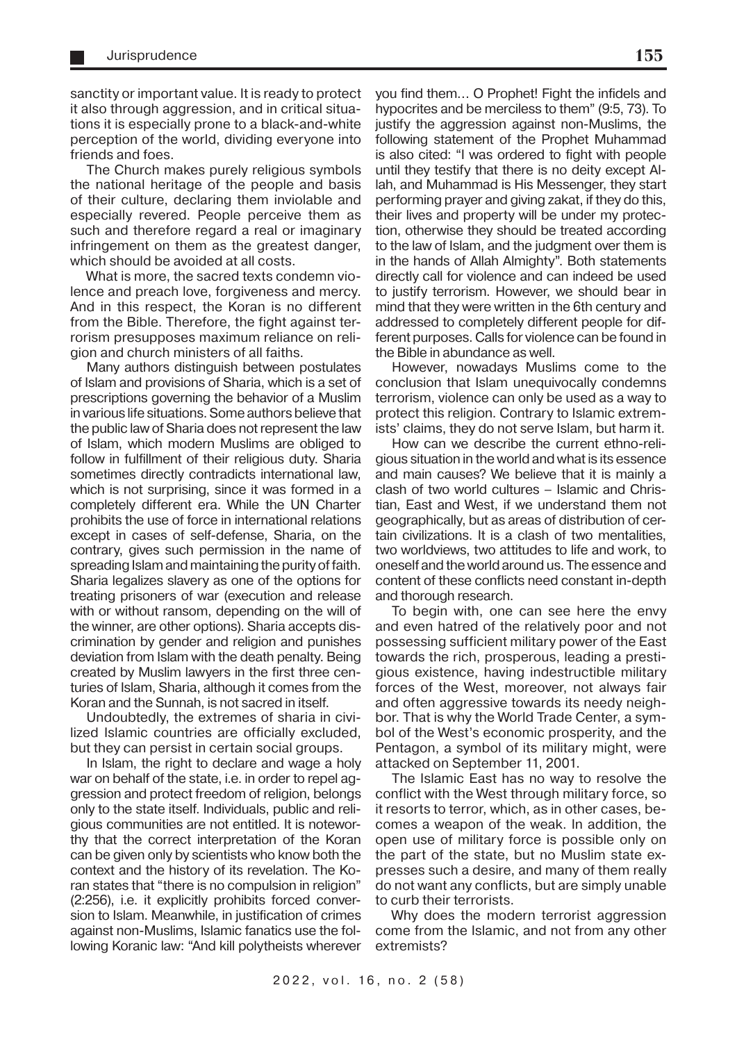sanctity or important value. It is ready to protect it also through aggression, and in critical situations it is especially prone to a black-and-white perception of the world, dividing everyone into friends and foes.

The Church makes purely religious symbols the national heritage of the people and basis of their culture, declaring them inviolable and especially revered. People perceive them as such and therefore regard a real or imaginary infringement on them as the greatest danger, which should be avoided at all costs.

What is more, the sacred texts condemn violence and preach love, forgiveness and mercy. And in this respect, the Koran is no different from the Bible. Therefore, the fight against terrorism presupposes maximum reliance on religion and church ministers of all faiths.

Many authors distinguish between postulates of Islam and provisions of Sharia, which is a set of prescriptions governing the behavior of a Muslim in various life situations. Some authors believe that the public law of Sharia does not represent the law of Islam, which modern Muslims are obliged to follow in fulfillment of their religious duty. Sharia sometimes directly contradicts international law, which is not surprising, since it was formed in a completely different era. While the UN Charter prohibits the use of force in international relations except in cases of self-defense, Sharia, on the contrary, gives such permission in the name of spreading Islam and maintaining the purity of faith. Sharia legalizes slavery as one of the options for treating prisoners of war (execution and release with or without ransom, depending on the will of the winner, are other options). Sharia accepts discrimination by gender and religion and punishes deviation from Islam with the death penalty. Being created by Muslim lawyers in the first three centuries of Islam, Sharia, although it comes from the Koran and the Sunnah, is not sacred in itself.

Undoubtedly, the extremes of sharia in civilized Islamic countries are officially excluded, but they can persist in certain social groups.

In Islam, the right to declare and wage a holy war on behalf of the state, i.e. in order to repel aggression and protect freedom of religion, belongs only to the state itself. Individuals, public and religious communities are not entitled. It is noteworthy that the correct interpretation of the Koran can be given only by scientists who know both the context and the history of its revelation. The Koran states that "there is no compulsion in religion" (2:256), i.e. it explicitly prohibits forced conversion to Islam. Meanwhile, in justification of crimes against non-Muslims, Islamic fanatics use the following Koranic law: "And kill polytheists wherever you find them… O Prophet! Fight the infidels and hypocrites and be merciless to them" (9:5, 73). To justify the aggression against non-Muslims, the following statement of the Prophet Muhammad is also cited: "I was ordered to fight with people until they testify that there is no deity except Allah, and Muhammad is His Messenger, they start performing prayer and giving zakat, if they do this, their lives and property will be under my protection, otherwise they should be treated according to the law of Islam, and the judgment over them is in the hands of Allah Almighty". Both statements directly call for violence and can indeed be used to justify terrorism. However, we should bear in mind that they were written in the 6th century and addressed to completely different people for different purposes. Calls for violence can be found in the Bible in abundance as well.

However, nowadays Muslims come to the conclusion that Islam unequivocally condemns terrorism, violence can only be used as a way to protect this religion. Contrary to Islamic extremists' claims, they do not serve Islam, but harm it.

How can we describe the current ethno-religious situation in the world and what is its essence and main causes? We believe that it is mainly a clash of two world cultures – Islamic and Christian, East and West, if we understand them not geographically, but as areas of distribution of certain civilizations. It is a clash of two mentalities, two worldviews, two attitudes to life and work, to oneself and the world around us. The essence and content of these conflicts need constant in-depth and thorough research.

To begin with, one can see here the envy and even hatred of the relatively poor and not possessing sufficient military power of the East towards the rich, prosperous, leading a prestigious existence, having indestructible military forces of the West, moreover, not always fair and often aggressive towards its needy neighbor. That is why the World Trade Center, a symbol of the West's economic prosperity, and the Pentagon, a symbol of its military might, were attacked on September 11, 2001.

The Islamic East has no way to resolve the conflict with the West through military force, so it resorts to terror, which, as in other cases, becomes a weapon of the weak. In addition, the open use of military force is possible only on the part of the state, but no Muslim state expresses such a desire, and many of them really do not want any conflicts, but are simply unable to curb their terrorists.

Why does the modern terrorist aggression come from the Islamic, and not from any other extremists?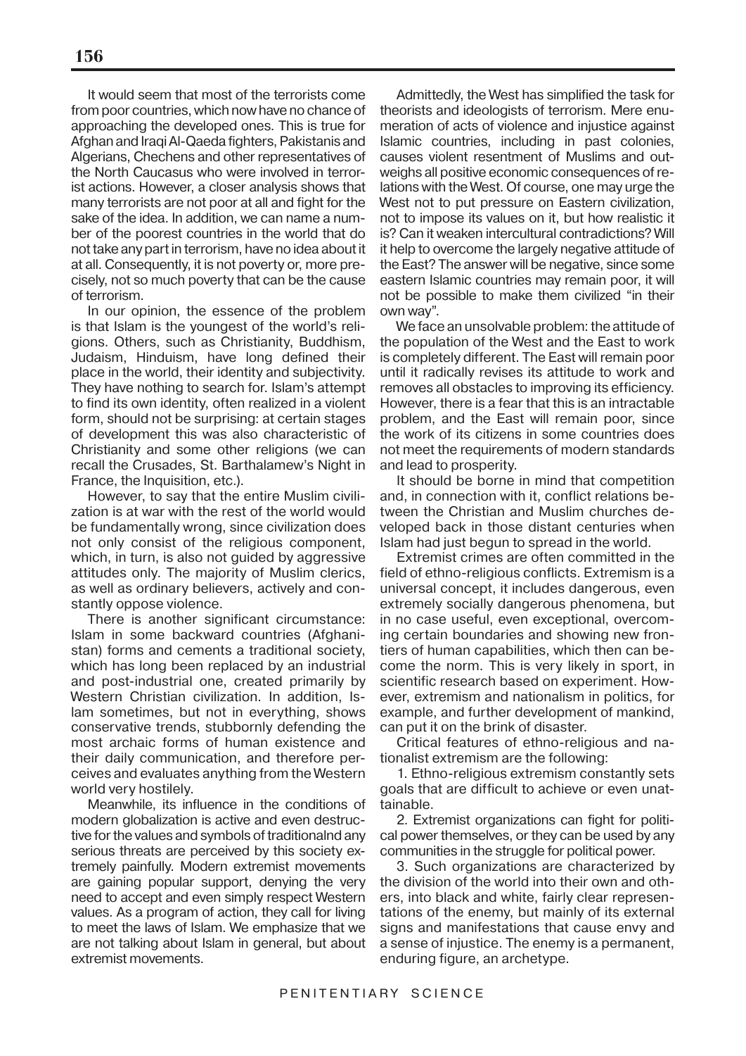It would seem that most of the terrorists come from poor countries, which now have no chance of approaching the developed ones. This is true for Afghan and Iraqi Al-Qaeda fighters, Pakistanis and Algerians, Chechens and other representatives of the North Caucasus who were involved in terrorist actions. However, a closer analysis shows that many terrorists are not poor at all and fight for the sake of the idea. In addition, we can name a number of the poorest countries in the world that do not take any part in terrorism, have no idea about it at all. Consequently, it is not poverty or, more precisely, not so much poverty that can be the cause of terrorism.

In our opinion, the essence of the problem is that Islam is the youngest of the world's religions. Others, such as Christianity, Buddhism, Judaism, Hinduism, have long defined their place in the world, their identity and subjectivity. They have nothing to search for. Islam's attempt to find its own identity, often realized in a violent form, should not be surprising: at certain stages of development this was also characteristic of Christianity and some other religions (we can recall the Crusades, St. Barthalamew's Night in France, the Inquisition, etc.).

However, to say that the entire Muslim civilization is at war with the rest of the world would be fundamentally wrong, since civilization does not only consist of the religious component, which, in turn, is also not guided by aggressive attitudes only. The majority of Muslim clerics, as well as ordinary believers, actively and constantly oppose violence.

There is another significant circumstance: Islam in some backward countries (Afghanistan) forms and cements a traditional society, which has long been replaced by an industrial and post-industrial one, created primarily by Western Christian civilization. In addition, Islam sometimes, but not in everything, shows conservative trends, stubbornly defending the most archaic forms of human existence and their daily communication, and therefore perceives and evaluates anything from the Western world very hostilely.

Meanwhile, its influence in the conditions of modern globalization is active and even destructive for the values and symbols of traditionalnd any serious threats are perceived by this society extremely painfully. Modern extremist movements are gaining popular support, denying the very need to accept and even simply respect Western values. As a program of action, they call for living to meet the laws of Islam. We emphasize that we are not talking about Islam in general, but about extremist movements.

Admittedly, the West has simplified the task for theorists and ideologists of terrorism. Mere enumeration of acts of violence and injustice against Islamic countries, including in past colonies, causes violent resentment of Muslims and outweighs all positive economic consequences of relations with the West. Of course, one may urge the West not to put pressure on Eastern civilization, not to impose its values on it, but how realistic it is? Can it weaken intercultural contradictions? Will it help to overcome the largely negative attitude of the East? The answer will be negative, since some eastern Islamic countries may remain poor, it will not be possible to make them civilized "in their own way".

We face an unsolvable problem: the attitude of the population of the West and the East to work is completely different. The East will remain poor until it radically revises its attitude to work and removes all obstacles to improving its efficiency. However, there is a fear that this is an intractable problem, and the East will remain poor, since the work of its citizens in some countries does not meet the requirements of modern standards and lead to prosperity.

It should be borne in mind that competition and, in connection with it, conflict relations between the Christian and Muslim churches developed back in those distant centuries when Islam had just begun to spread in the world.

Extremist crimes are often committed in the field of ethno-religious conflicts. Extremism is a universal concept, it includes dangerous, even extremely socially dangerous phenomena, but in no case useful, even exceptional, overcoming certain boundaries and showing new frontiers of human capabilities, which then can become the norm. This is very likely in sport, in scientific research based on experiment. However, extremism and nationalism in politics, for example, and further development of mankind, can put it on the brink of disaster.

Critical features of ethno-religious and nationalist extremism are the following:

1. Ethno-religious extremism constantly sets goals that are difficult to achieve or even unattainable.

2. Extremist organizations can fight for political power themselves, or they can be used by any communities in the struggle for political power.

3. Such organizations are characterized by the division of the world into their own and others, into black and white, fairly clear representations of the enemy, but mainly of its external signs and manifestations that cause envy and a sense of injustice. The enemy is a permanent, enduring figure, an archetype.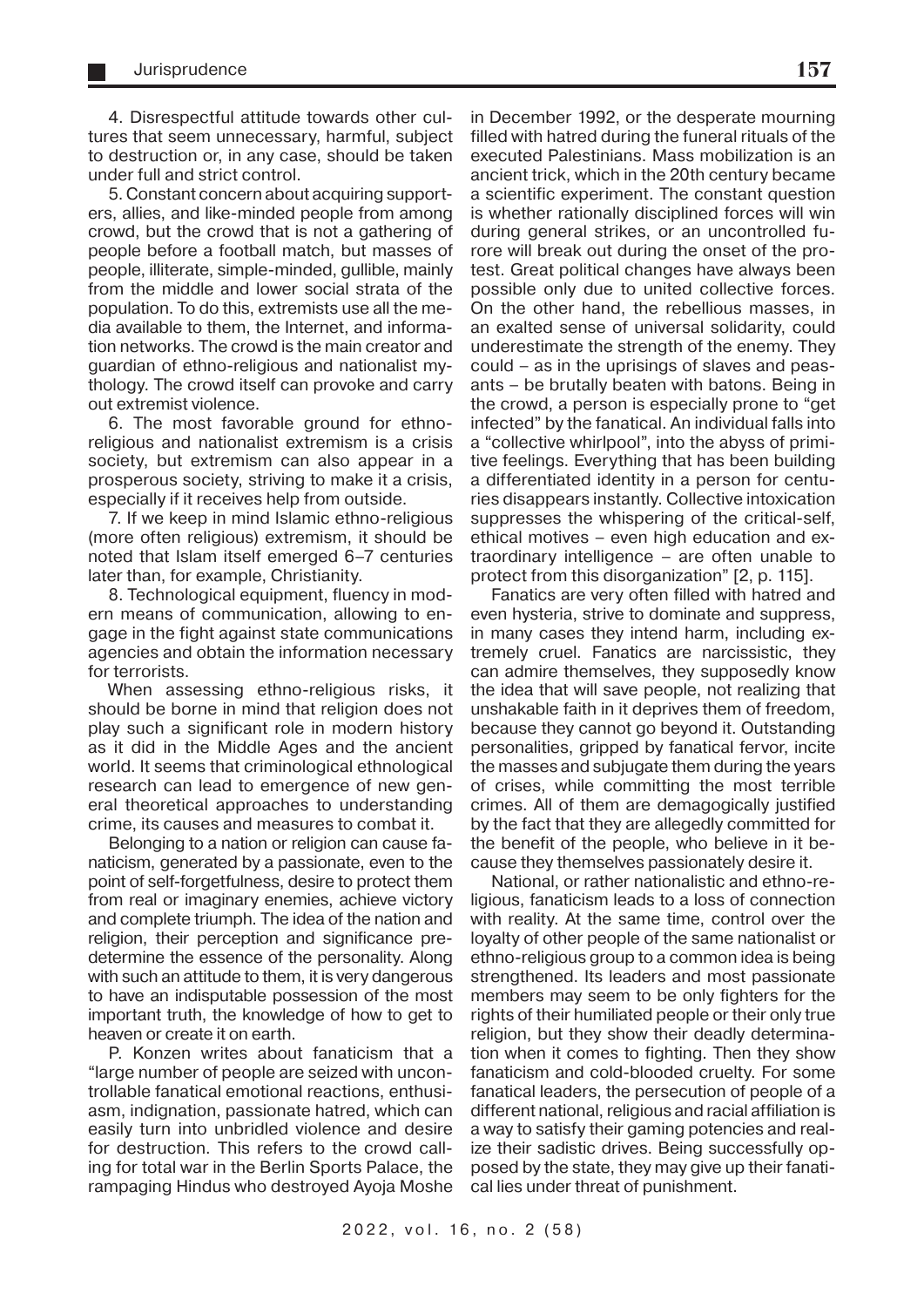4. Disrespectful attitude towards other cultures that seem unnecessary, harmful, subject to destruction or, in any case, should be taken under full and strict control.

5. Constant concern about acquiring supporters, allies, and like-minded people from among crowd, but the crowd that is not a gathering of people before a football match, but masses of people, illiterate, simple-minded, gullible, mainly from the middle and lower social strata of the population. To do this, extremists use all the media available to them, the Internet, and information networks. The crowd is the main creator and guardian of ethno-religious and nationalist mythology. The crowd itself can provoke and carry out extremist violence.

6. The most favorable ground for ethno-religious and nationalist extremism is a crisis society, but extremism can also appear in a prosperous society, striving to make it a crisis, especially if it receives help from outside.

7. If we keep in mind Islamic ethno-religious (more often religious) extremism, it should be noted that Islam itself emerged 6–7 centuries later than, for example, Christianity.

8. Technological equipment, fluency in modern means of communication, allowing to engage in the fight against state communications agencies and obtain the information necessary for terrorists.

When assessing ethno-religious risks, it should be borne in mind that religion does not play such a significant role in modern history as it did in the Middle Ages and the ancient world. It seems that criminological ethnological research can lead to emergence of new general theoretical approaches to understanding crime, its causes and measures to combat it.

Belonging to a nation or religion can cause fanaticism, generated by a passionate, even to the point of self-forgetfulness, desire to protect them from real or imaginary enemies, achieve victory and complete triumph. The idea of the nation and religion, their perception and significance predetermine the essence of the personality. Along with such an attitude to them, it is very dangerous to have an indisputable possession of the most important truth, the knowledge of how to get to heaven or create it on earth.

P. Konzen writes about fanaticism that a "large number of people are seized with uncontrollable fanatical emotional reactions, enthusiasm, indignation, passionate hatred, which can easily turn into unbridled violence and desire for destruction. This refers to the crowd calling for total war in the Berlin Sports Palace, the rampaging Hindus who destroyed Ayoja Moshe in December 1992, or the desperate mourning filled with hatred during the funeral rituals of the executed Palestinians. Mass mobilization is an ancient trick, which in the 20th century became a scientific experiment. The constant question is whether rationally disciplined forces will win during general strikes, or an uncontrolled furore will break out during the onset of the protest. Great political changes have always been possible only due to united collective forces. On the other hand, the rebellious masses, in an exalted sense of universal solidarity, could underestimate the strength of the enemy. They could – as in the uprisings of slaves and peasants – be brutally beaten with batons. Being in the crowd, a person is especially prone to "get infected" by the fanatical. An individual falls into a "collective whirlpool", into the abyss of primitive feelings. Everything that has been building a differentiated identity in a person for centuries disappears instantly. Collective intoxication suppresses the whispering of the critical-self, ethical motives – even high education and extraordinary intelligence – are often unable to protect from this disorganization" [2, p. 115].

Fanatics are very often filled with hatred and even hysteria, strive to dominate and suppress, in many cases they intend harm, including extremely cruel. Fanatics are narcissistic, they can admire themselves, they supposedly know the idea that will save people, not realizing that unshakable faith in it deprives them of freedom, because they cannot go beyond it. Outstanding personalities, gripped by fanatical fervor, incite the masses and subjugate them during the years of crises, while committing the most terrible crimes. All of them are demagogically justified by the fact that they are allegedly committed for the benefit of the people, who believe in it because they themselves passionately desire it.

National, or rather nationalistic and ethno-religious, fanaticism leads to a loss of connection with reality. At the same time, control over the loyalty of other people of the same nationalist or ethno-religious group to a common idea is being strengthened. Its leaders and most passionate members may seem to be only fighters for the rights of their humiliated people or their only true religion, but they show their deadly determination when it comes to fighting. Then they show fanaticism and cold-blooded cruelty. For some fanatical leaders, the persecution of people of a different national, religious and racial affiliation is a way to satisfy their gaming potencies and realize their sadistic drives. Being successfully opposed by the state, they may give up their fanatical lies under threat of punishment.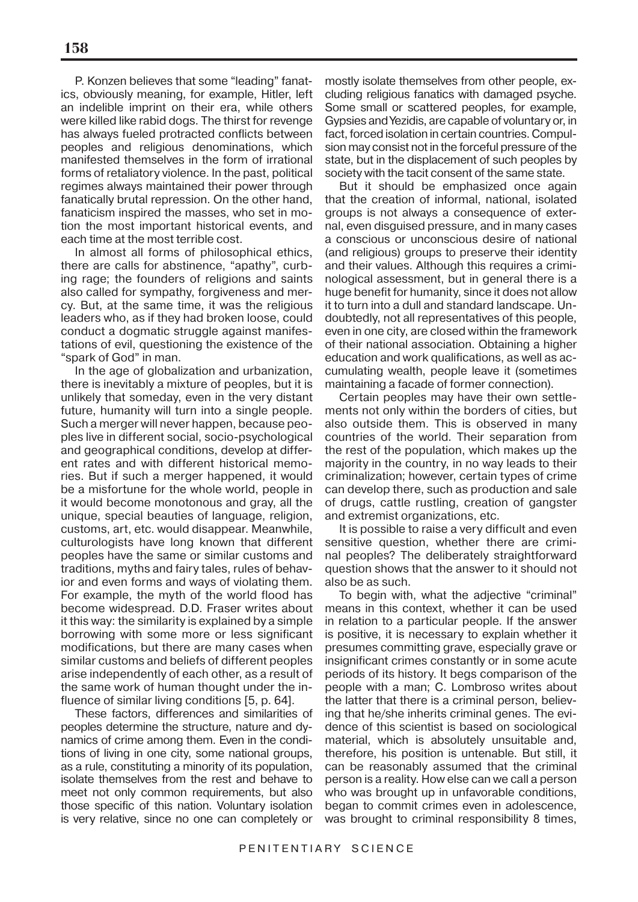P. Konzen believes that some "leading" fanatics, obviously meaning, for example, Hitler, left an indelible imprint on their era, while others were killed like rabid dogs. The thirst for revenge has always fueled protracted conflicts between peoples and religious denominations, which manifested themselves in the form of irrational forms of retaliatory violence. In the past, political regimes always maintained their power through fanatically brutal repression. On the other hand, fanaticism inspired the masses, who set in motion the most important historical events, and each time at the most terrible cost.

In almost all forms of philosophical ethics, there are calls for abstinence, "apathy", curbing rage; the founders of religions and saints also called for sympathy, forgiveness and mercy. But, at the same time, it was the religious leaders who, as if they had broken loose, could conduct a dogmatic struggle against manifestations of evil, questioning the existence of the "spark of God" in man.

In the age of globalization and urbanization, there is inevitably a mixture of peoples, but it is unlikely that someday, even in the very distant future, humanity will turn into a single people. Such a merger will never happen, because peoples live in different social, socio-psychological and geographical conditions, develop at different rates and with different historical memories. But if such a merger happened, it would be a misfortune for the whole world, people in it would become monotonous and gray, all the unique, special beauties of language, religion, customs, art, etc. would disappear. Meanwhile, culturologists have long known that different peoples have the same or similar customs and traditions, myths and fairy tales, rules of behavior and even forms and ways of violating them. For example, the myth of the world flood has become widespread. D.D. Fraser writes about it this way: the similarity is explained by a simple borrowing with some more or less significant modifications, but there are many cases when similar customs and beliefs of different peoples arise independently of each other, as a result of the same work of human thought under the influence of similar living conditions [5, p. 64].

These factors, differences and similarities of peoples determine the structure, nature and dynamics of crime among them. Even in the conditions of living in one city, some national groups, as a rule, constituting a minority of its population, isolate themselves from the rest and behave to meet not only common requirements, but also those specific of this nation. Voluntary isolation is very relative, since no one can completely or mostly isolate themselves from other people, excluding religious fanatics with damaged psyche. Some small or scattered peoples, for example, Gypsies and Yezidis, are capable of voluntary or, in fact, forced isolation in certain countries. Compulsion may consist not in the forceful pressure of the state, but in the displacement of such peoples by society with the tacit consent of the same state.

But it should be emphasized once again that the creation of informal, national, isolated groups is not always a consequence of external, even disguised pressure, and in many cases a conscious or unconscious desire of national (and religious) groups to preserve their identity and their values. Although this requires a criminological assessment, but in general there is a huge benefit for humanity, since it does not allow it to turn into a dull and standard landscape. Undoubtedly, not all representatives of this people, even in one city, are closed within the framework of their national association. Obtaining a higher education and work qualifications, as well as accumulating wealth, people leave it (sometimes maintaining a facade of former connection).

Certain peoples may have their own settlements not only within the borders of cities, but also outside them. This is observed in many countries of the world. Their separation from the rest of the population, which makes up the majority in the country, in no way leads to their criminalization; however, certain types of crime can develop there, such as production and sale of drugs, cattle rustling, creation of gangster and extremist organizations, etc.

It is possible to raise a very difficult and even sensitive question, whether there are criminal peoples? The deliberately straightforward question shows that the answer to it should not also be as such.

To begin with, what the adjective "criminal" means in this context, whether it can be used in relation to a particular people. If the answer is positive, it is necessary to explain whether it presumes committing grave, especially grave or insignificant crimes constantly or in some acute periods of its history. It begs comparison of the people with a man; C. Lombroso writes about the latter that there is a criminal person, believing that he/she inherits criminal genes. The evidence of this scientist is based on sociological material, which is absolutely unsuitable and, therefore, his position is untenable. But still, it can be reasonably assumed that the criminal person is a reality. How else can we call a person who was brought up in unfavorable conditions, began to commit crimes even in adolescence, was brought to criminal responsibility 8 times,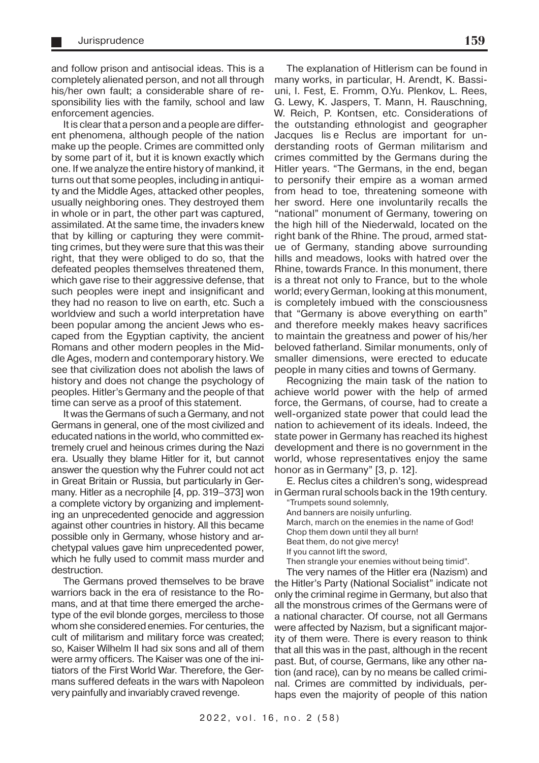and follow prison and antisocial ideas. This is a completely alienated person, and not all through his/her own fault; a considerable share of responsibility lies with the family, school and law enforcement agencies.

It is clear that a person and a people are different phenomena, although people of the nation make up the people. Crimes are committed only by some part of it, but it is known exactly which one. If we analyze the entire history of mankind, it turns out that some peoples, including in antiquity and the Middle Ages, attacked other peoples, usually neighboring ones. They destroyed them in whole or in part, the other part was captured, assimilated. At the same time, the invaders knew that by killing or capturing they were committing crimes, but they were sure that this was their right, that they were obliged to do so, that the defeated peoples themselves threatened them, which gave rise to their aggressive defense, that such peoples were inept and insignificant and they had no reason to live on earth, etc. Such a worldview and such a world interpretation have been popular among the ancient Jews who escaped from the Egyptian captivity, the ancient Romans and other modern peoples in the Middle Ages, modern and contemporary history. We see that civilization does not abolish the laws of history and does not change the psychology of peoples. Hitler's Germany and the people of that time can serve as a proof of this statement.

It was the Germans of such a Germany, and not Germans in general, one of the most civilized and educated nations in the world, who committed extremely cruel and heinous crimes during the Nazi era. Usually they blame Hitler for it, but cannot answer the question why the Fuhrer could not act in Great Britain or Russia, but particularly in Germany. Hitler as a necrophile [4, pp. 319–373] won a complete victory by organizing and implementing an unprecedented genocide and aggression against other countries in history. All this became possible only in Germany, whose history and archetypal values gave him unprecedented power, which he fully used to commit mass murder and destruction.

The Germans proved themselves to be brave warriors back in the era of resistance to the Romans, and at that time there emerged the archetype of the evil blonde gorges, merciless to those whom she considered enemies. For centuries, the cult of militarism and military force was created; so, Kaiser Wilhelm II had six sons and all of them were army officers. The Kaiser was one of the initiators of the First World War. Therefore, the Germans suffered defeats in the wars with Napoleon very painfully and invariably craved revenge.

The explanation of Hitlerism can be found in many works, in particular, H. Arendt, K. Bassiuni, I. Fest, E. Fromm, O.Yu. Plenkov, L. Rees, G. Lewy, K. Jaspers, T. Mann, H. Rauschning, W. Reich, P. Kontsen, etc. Considerations of the outstanding ethnologist and geographer Jacques lis e Reclus are important for understanding roots of German militarism and crimes committed by the Germans during the Hitler years. "The Germans, in the end, began to personify their empire as a woman armed from head to toe, threatening someone with her sword. Here one involuntarily recalls the "national" monument of Germany, towering on the high hill of the Niederwald, located on the right bank of the Rhine. The proud, armed statue of Germany, standing above surrounding hills and meadows, looks with hatred over the Rhine, towards France. In this monument, there is a threat not only to France, but to the whole world; every German, looking at this monument, is completely imbued with the consciousness that "Germany is above everything on earth" and therefore meekly makes heavy sacrifices to maintain the greatness and power of his/her beloved fatherland. Similar monuments, only of smaller dimensions, were erected to educate people in many cities and towns of Germany.

Recognizing the main task of the nation to achieve world power with the help of armed force, the Germans, of course, had to create a well-organized state power that could lead the nation to achievement of its ideals. Indeed, the state power in Germany has reached its highest development and there is no government in the world, whose representatives enjoy the same honor as in Germany" [3, p. 12].

E. Reclus cites a children's song, widespread in German rural schools back in the 19th century.

"Trumpets sound solemnly,
And banners are noisily unfurling.
March, march on the enemies in the name of God!
Chop them down until they all burn!
Beat them, do not give mercy!
If you cannot lift the sword,
Then strangle your enemies without being timid".

The very names of the Hitler era (Nazism) and the Hitler's Party (National Socialist" indicate not only the criminal regime in Germany, but also that all the monstrous crimes of the Germans were of a national character. Of course, not all Germans were affected by Nazism, but a significant majority of them were. There is every reason to think that all this was in the past, although in the recent past. But, of course, Germans, like any other nation (and race), can by no means be called criminal. Crimes are committed by individuals, perhaps even the majority of people of this nation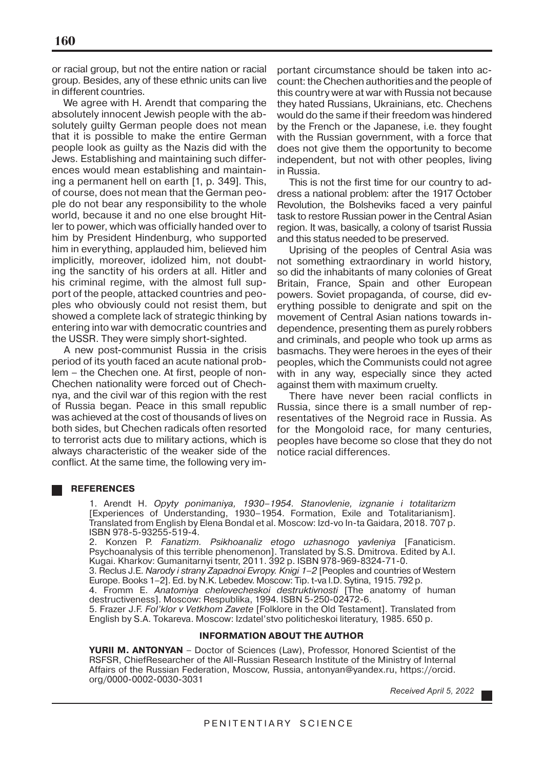or racial group, but not the entire nation or racial group. Besides, any of these ethnic units can live in different countries.

We agree with H. Arendt that comparing the absolutely innocent Jewish people with the absolutely guilty German people does not mean that it is possible to make the entire German people look as guilty as the Nazis did with the Jews. Establishing and maintaining such differences would mean establishing and maintaining a permanent hell on earth [1, p. 349]. This, of course, does not mean that the German people do not bear any responsibility to the whole world, because it and no one else brought Hitler to power, which was officially handed over to him by President Hindenburg, who supported him in everything, applauded him, believed him implicitly, moreover, idolized him, not doubting the sanctity of his orders at all. Hitler and his criminal regime, with the almost full support of the people, attacked countries and peoples who obviously could not resist them, but showed a complete lack of strategic thinking by entering into war with democratic countries and the USSR. They were simply short-sighted.

A new post-communist Russia in the crisis period of its youth faced an acute national problem – the Chechen one. At first, people of non-Chechen nationality were forced out of Chechnya, and the civil war of this region with the rest of Russia began. Peace in this small republic was achieved at the cost of thousands of lives on both sides, but Chechen radicals often resorted to terrorist acts due to military actions, which is always characteristic of the weaker side of the conflict. At the same time, the following very important circumstance should be taken into account: the Chechen authorities and the people of this country were at war with Russia not because they hated Russians, Ukrainians, etc. Chechens would do the same if their freedom was hindered by the French or the Japanese, i.e. they fought with the Russian government, with a force that does not give them the opportunity to become independent, but not with other peoples, living in Russia.

This is not the first time for our country to address a national problem: after the 1917 October Revolution, the Bolsheviks faced a very painful task to restore Russian power in the Central Asian region. It was, basically, a colony of tsarist Russia and this status needed to be preserved.

Uprising of the peoples of Central Asia was not something extraordinary in world history, so did the inhabitants of many colonies of Great Britain, France, Spain and other European powers. Soviet propaganda, of course, did everything possible to denigrate and spit on the movement of Central Asian nations towards independence, presenting them as purely robbers and criminals, and people who took up arms as basmachs. They were heroes in the eyes of their peoples, which the Communists could not agree with in any way, especially since they acted against them with maximum cruelty.

There have never been racial conflicts in Russia, since there is a small number of representatives of the Negroid race in Russia. As for the Mongoloid race, for many centuries, peoples have become so close that they do not notice racial differences.

## REFERENCES

1. Arendt H. *Opyty ponimaniya, 1930–1954. Stanovlenie, izgnanie i totalitarizm* [Experiences of Understanding, 1930–1954. Formation, Exile and Totalitarianism]. Translated from English by Elena Bondal et al. Moscow: Izd-vo In-ta Gaidara, 2018. 707 p. ISBN 978-5-93255-519-4.
2. Konzen P. *Fanatizm. Psikhoanaliz etogo uzhasnogo yavleniya* [Fanaticism. Psychoanalysis of this terrible phenomenon]. Translated by S.S. Dmitrova. Edited by A.I. Kugai. Kharkov: Gumanitarnyi tsentr, 2011. 392 p. ISBN 978-969-8324-71-0.
3. Reclus J.E. *Narody i strany Zapadnoi Evropy. Knigi 1–2* [Peoples and countries of Western Europe. Books 1–2]. Ed. by N.K. Lebedev. Moscow: Tip. t-va I.D. Sytina, 1915. 792 p.
4. Fromm E. *Anatomiya chelovecheskoi destruktivnosti* [The anatomy of human destructiveness]. Moscow: Respublika, 1994. ISBN 5-250-02472-6.
5. Frazer J.F. *Fol'klor v Vetkhom Zavete* [Folklore in the Old Testament]. Translated from English by S.A. Tokareva. Moscow: Izdatel'stvo politicheskoi literatury, 1985. 650 p.

## INFORMATION ABOUT THE AUTHOR

**YURII M. ANTONYAN** – Doctor of Sciences (Law), Professor, Honored Scientist of the RSFSR, ChiefResearcher of the All-Russian Research Institute of the Ministry of Internal Affairs of the Russian Federation, Moscow, Russia, antonyan@yandex.ru, https://orcid.org/0000-0002-0030-3031

*Received April 5, 2022*